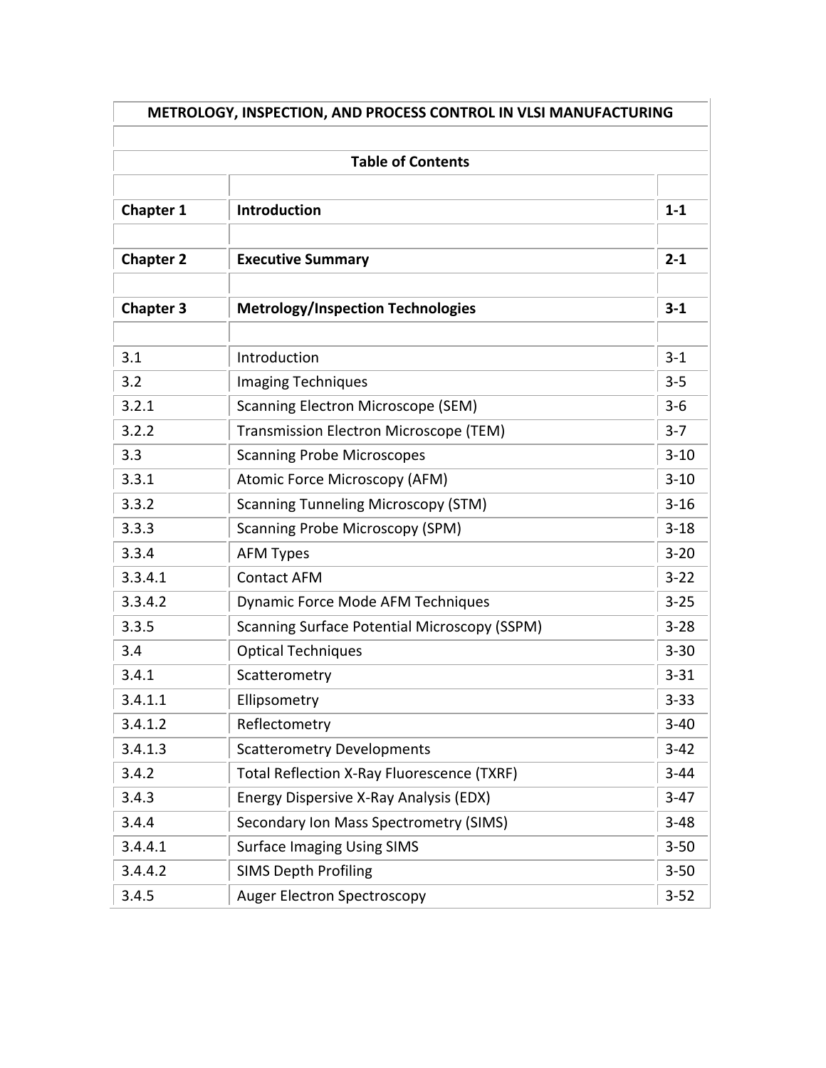# METROLOGY, INSPECTION, AND PROCESS CONTROL IN VLSI MANUFACTURING

## Table of Contents

| | | |
|---|---|---|
| **Chapter 1** | **Introduction** | **1-1** |
| **Chapter 2** | **Executive Summary** | **2-1** |
| **Chapter 3** | **Metrology/Inspection Technologies** | **3-1** |
| 3.1 | Introduction | 3-1 |
| 3.2 | Imaging Techniques | 3-5 |
| 3.2.1 | Scanning Electron Microscope (SEM) | 3-6 |
| 3.2.2 | Transmission Electron Microscope (TEM) | 3-7 |
| 3.3 | Scanning Probe Microscopes | 3-10 |
| 3.3.1 | Atomic Force Microscopy (AFM) | 3-10 |
| 3.3.2 | Scanning Tunneling Microscopy (STM) | 3-16 |
| 3.3.3 | Scanning Probe Microscopy (SPM) | 3-18 |
| 3.3.4 | AFM Types | 3-20 |
| 3.3.4.1 | Contact AFM | 3-22 |
| 3.3.4.2 | Dynamic Force Mode AFM Techniques | 3-25 |
| 3.3.5 | Scanning Surface Potential Microscopy (SSPM) | 3-28 |
| 3.4 | Optical Techniques | 3-30 |
| 3.4.1 | Scatterometry | 3-31 |
| 3.4.1.1 | Ellipsometry | 3-33 |
| 3.4.1.2 | Reflectometry | 3-40 |
| 3.4.1.3 | Scatterometry Developments | 3-42 |
| 3.4.2 | Total Reflection X-Ray Fluorescence (TXRF) | 3-44 |
| 3.4.3 | Energy Dispersive X-Ray Analysis (EDX) | 3-47 |
| 3.4.4 | Secondary Ion Mass Spectrometry (SIMS) | 3-48 |
| 3.4.4.1 | Surface Imaging Using SIMS | 3-50 |
| 3.4.4.2 | SIMS Depth Profiling | 3-50 |
| 3.4.5 | Auger Electron Spectroscopy | 3-52 |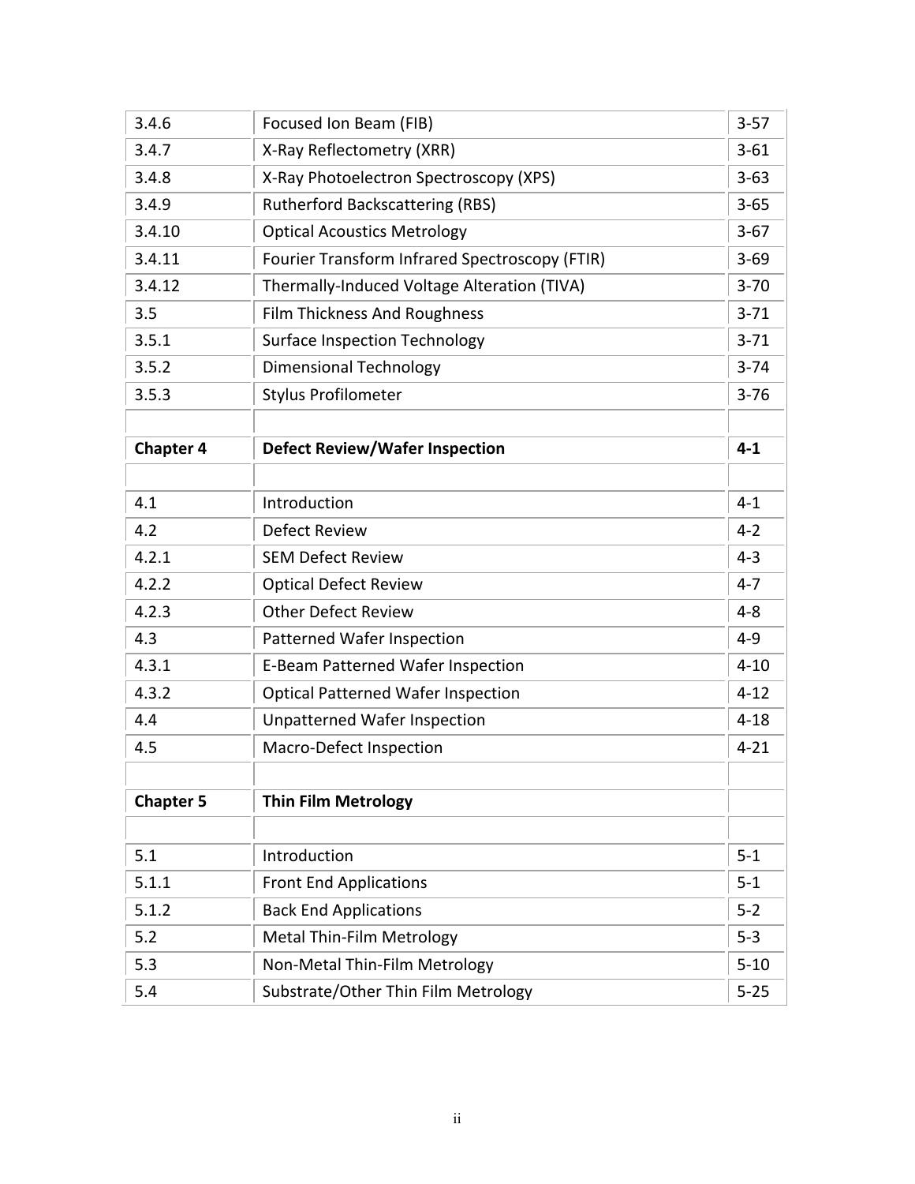| | | |
|---|---|---|
| 3.4.6 | Focused Ion Beam (FIB) | 3-57 |
| 3.4.7 | X-Ray Reflectometry (XRR) | 3-61 |
| 3.4.8 | X-Ray Photoelectron Spectroscopy (XPS) | 3-63 |
| 3.4.9 | Rutherford Backscattering (RBS) | 3-65 |
| 3.4.10 | Optical Acoustics Metrology | 3-67 |
| 3.4.11 | Fourier Transform Infrared Spectroscopy (FTIR) | 3-69 |
| 3.4.12 | Thermally-Induced Voltage Alteration (TIVA) | 3-70 |
| 3.5 | Film Thickness And Roughness | 3-71 |
| 3.5.1 | Surface Inspection Technology | 3-71 |
| 3.5.2 | Dimensional Technology | 3-74 |
| 3.5.3 | Stylus Profilometer | 3-76 |
| | | |
| **Chapter 4** | **Defect Review/Wafer Inspection** | **4-1** |
| | | |
| 4.1 | Introduction | 4-1 |
| 4.2 | Defect Review | 4-2 |
| 4.2.1 | SEM Defect Review | 4-3 |
| 4.2.2 | Optical Defect Review | 4-7 |
| 4.2.3 | Other Defect Review | 4-8 |
| 4.3 | Patterned Wafer Inspection | 4-9 |
| 4.3.1 | E-Beam Patterned Wafer Inspection | 4-10 |
| 4.3.2 | Optical Patterned Wafer Inspection | 4-12 |
| 4.4 | Unpatterned Wafer Inspection | 4-18 |
| 4.5 | Macro-Defect Inspection | 4-21 |
| | | |
| **Chapter 5** | **Thin Film Metrology** | |
| | | |
| 5.1 | Introduction | 5-1 |
| 5.1.1 | Front End Applications | 5-1 |
| 5.1.2 | Back End Applications | 5-2 |
| 5.2 | Metal Thin-Film Metrology | 5-3 |
| 5.3 | Non-Metal Thin-Film Metrology | 5-10 |
| 5.4 | Substrate/Other Thin Film Metrology | 5-25 |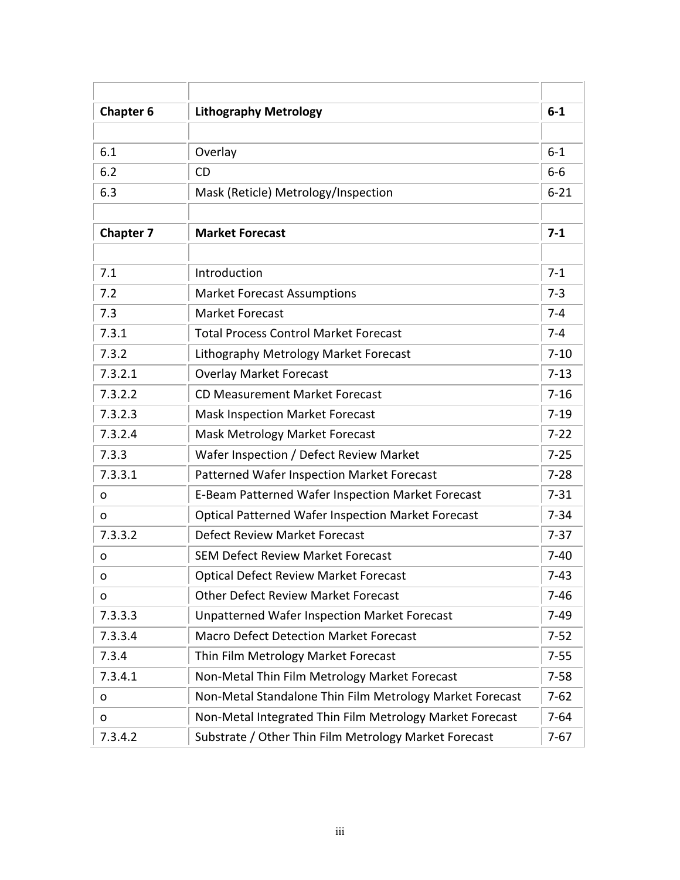| | | |
|---|---|---|
| **Chapter 6** | **Lithography Metrology** | **6-1** |
| | | |
| 6.1 | Overlay | 6-1 |
| 6.2 | CD | 6-6 |
| 6.3 | Mask (Reticle) Metrology/Inspection | 6-21 |
| | | |
| **Chapter 7** | **Market Forecast** | **7-1** |
| | | |
| 7.1 | Introduction | 7-1 |
| 7.2 | Market Forecast Assumptions | 7-3 |
| 7.3 | Market Forecast | 7-4 |
| 7.3.1 | Total Process Control Market Forecast | 7-4 |
| 7.3.2 | Lithography Metrology Market Forecast | 7-10 |
| 7.3.2.1 | Overlay Market Forecast | 7-13 |
| 7.3.2.2 | CD Measurement Market Forecast | 7-16 |
| 7.3.2.3 | Mask Inspection Market Forecast | 7-19 |
| 7.3.2.4 | Mask Metrology Market Forecast | 7-22 |
| 7.3.3 | Wafer Inspection / Defect Review Market | 7-25 |
| 7.3.3.1 | Patterned Wafer Inspection Market Forecast | 7-28 |
| o | E-Beam Patterned Wafer Inspection Market Forecast | 7-31 |
| o | Optical Patterned Wafer Inspection Market Forecast | 7-34 |
| 7.3.3.2 | Defect Review Market Forecast | 7-37 |
| o | SEM Defect Review Market Forecast | 7-40 |
| o | Optical Defect Review Market Forecast | 7-43 |
| o | Other Defect Review Market Forecast | 7-46 |
| 7.3.3.3 | Unpatterned Wafer Inspection Market Forecast | 7-49 |
| 7.3.3.4 | Macro Defect Detection Market Forecast | 7-52 |
| 7.3.4 | Thin Film Metrology Market Forecast | 7-55 |
| 7.3.4.1 | Non-Metal Thin Film Metrology Market Forecast | 7-58 |
| o | Non-Metal Standalone Thin Film Metrology Market Forecast | 7-62 |
| o | Non-Metal Integrated Thin Film Metrology Market Forecast | 7-64 |
| 7.3.4.2 | Substrate / Other Thin Film Metrology Market Forecast | 7-67 |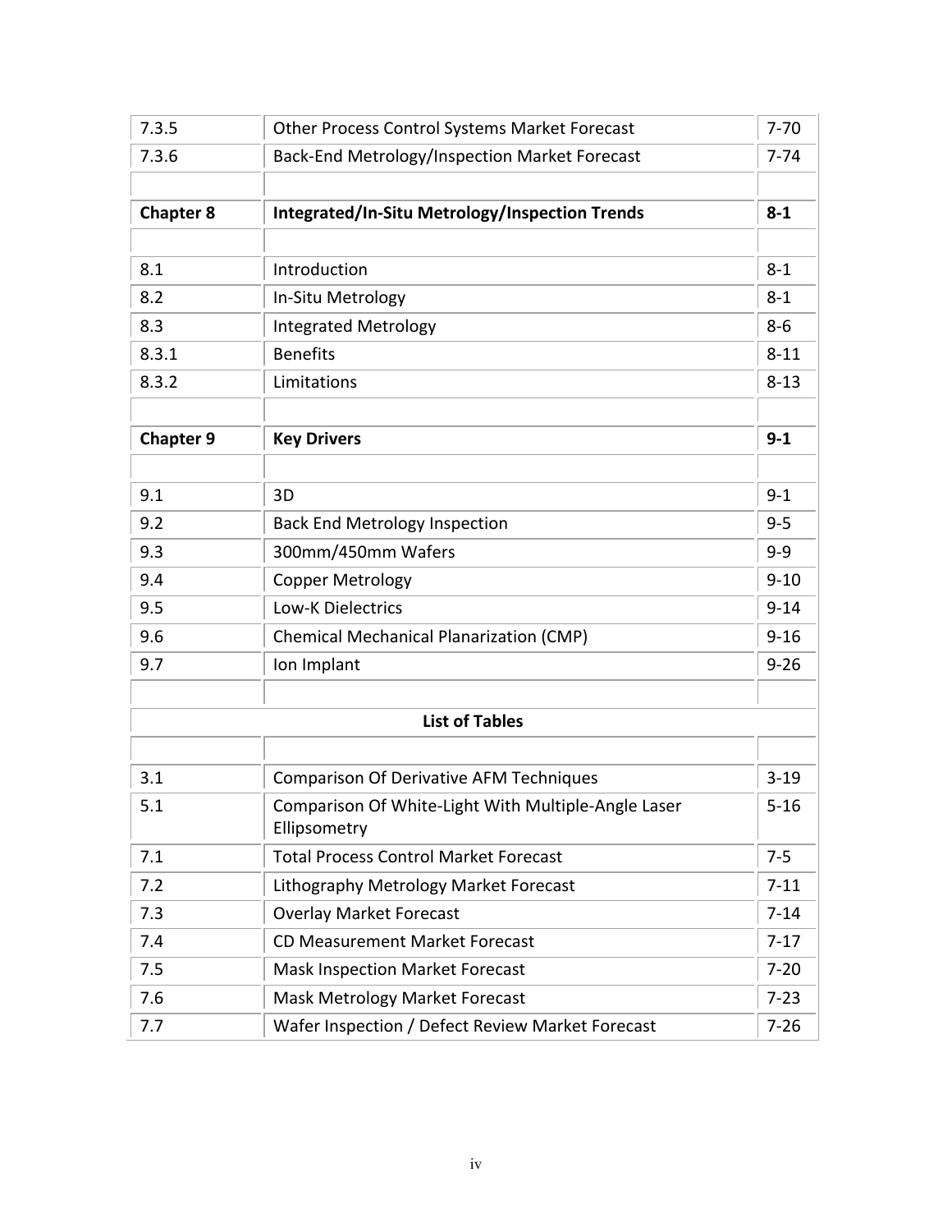| | | |
|---|---|---|
| 7.3.5 | Other Process Control Systems Market Forecast | 7-70 |
| 7.3.6 | Back-End Metrology/Inspection Market Forecast | 7-74 |
| | | |
| **Chapter 8** | **Integrated/In-Situ Metrology/Inspection Trends** | **8-1** |
| | | |
| 8.1 | Introduction | 8-1 |
| 8.2 | In-Situ Metrology | 8-1 |
| 8.3 | Integrated Metrology | 8-6 |
| 8.3.1 | Benefits | 8-11 |
| 8.3.2 | Limitations | 8-13 |
| | | |
| **Chapter 9** | **Key Drivers** | **9-1** |
| | | |
| 9.1 | 3D | 9-1 |
| 9.2 | Back End Metrology Inspection | 9-5 |
| 9.3 | 300mm/450mm Wafers | 9-9 |
| 9.4 | Copper Metrology | 9-10 |
| 9.5 | Low-K Dielectrics | 9-14 |
| 9.6 | Chemical Mechanical Planarization (CMP) | 9-16 |
| 9.7 | Ion Implant | 9-26 |
| | | |
| | **List of Tables** | |
| | | |
| 3.1 | Comparison Of Derivative AFM Techniques | 3-19 |
| 5.1 | Comparison Of White-Light With Multiple-Angle Laser Ellipsometry | 5-16 |
| 7.1 | Total Process Control Market Forecast | 7-5 |
| 7.2 | Lithography Metrology Market Forecast | 7-11 |
| 7.3 | Overlay Market Forecast | 7-14 |
| 7.4 | CD Measurement Market Forecast | 7-17 |
| 7.5 | Mask Inspection Market Forecast | 7-20 |
| 7.6 | Mask Metrology Market Forecast | 7-23 |
| 7.7 | Wafer Inspection / Defect Review Market Forecast | 7-26 |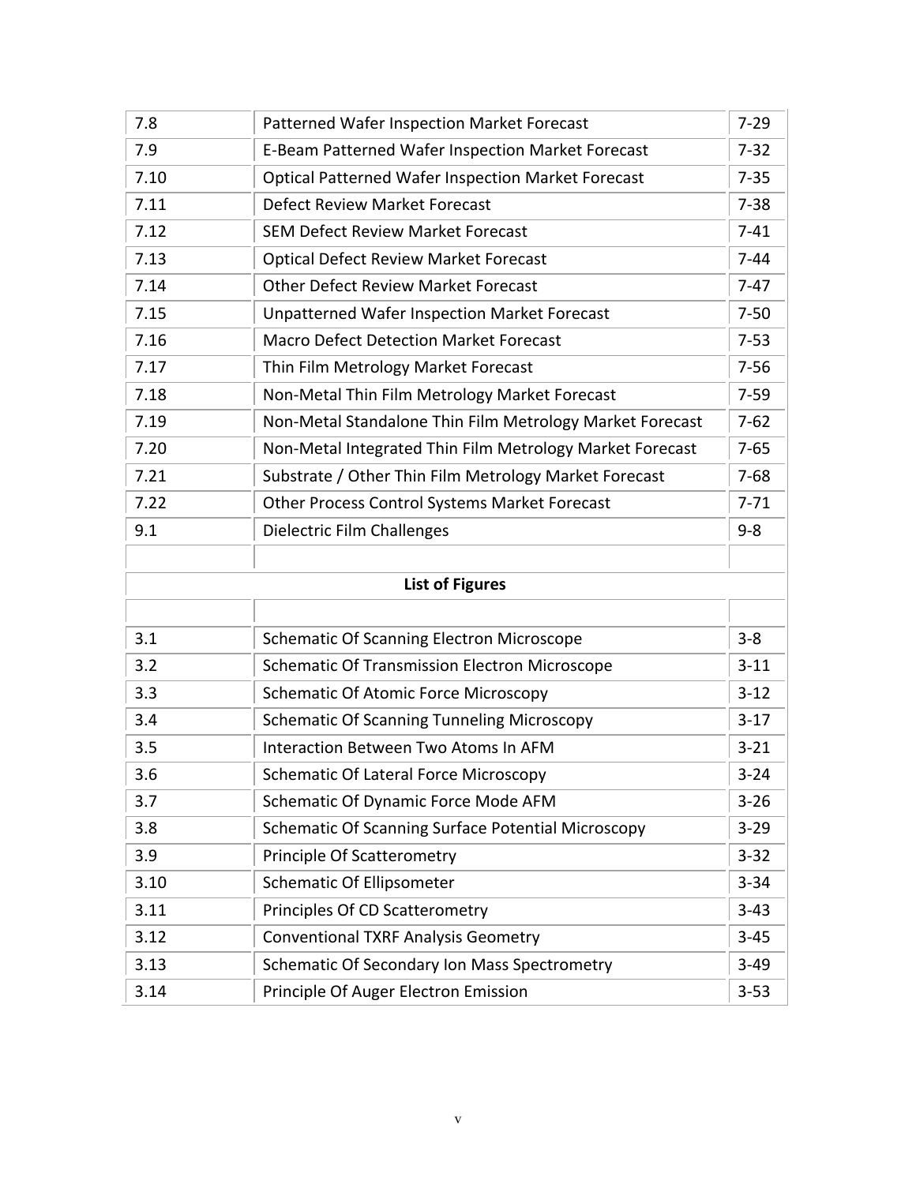| | | |
|---|---|---|
| 7.8 | Patterned Wafer Inspection Market Forecast | 7-29 |
| 7.9 | E-Beam Patterned Wafer Inspection Market Forecast | 7-32 |
| 7.10 | Optical Patterned Wafer Inspection Market Forecast | 7-35 |
| 7.11 | Defect Review Market Forecast | 7-38 |
| 7.12 | SEM Defect Review Market Forecast | 7-41 |
| 7.13 | Optical Defect Review Market Forecast | 7-44 |
| 7.14 | Other Defect Review Market Forecast | 7-47 |
| 7.15 | Unpatterned Wafer Inspection Market Forecast | 7-50 |
| 7.16 | Macro Defect Detection Market Forecast | 7-53 |
| 7.17 | Thin Film Metrology Market Forecast | 7-56 |
| 7.18 | Non-Metal Thin Film Metrology Market Forecast | 7-59 |
| 7.19 | Non-Metal Standalone Thin Film Metrology Market Forecast | 7-62 |
| 7.20 | Non-Metal Integrated Thin Film Metrology Market Forecast | 7-65 |
| 7.21 | Substrate / Other Thin Film Metrology Market Forecast | 7-68 |
| 7.22 | Other Process Control Systems Market Forecast | 7-71 |
| 9.1 | Dielectric Film Challenges | 9-8 |

**List of Figures**

| | | |
|---|---|---|
| 3.1 | Schematic Of Scanning Electron Microscope | 3-8 |
| 3.2 | Schematic Of Transmission Electron Microscope | 3-11 |
| 3.3 | Schematic Of Atomic Force Microscopy | 3-12 |
| 3.4 | Schematic Of Scanning Tunneling Microscopy | 3-17 |
| 3.5 | Interaction Between Two Atoms In AFM | 3-21 |
| 3.6 | Schematic Of Lateral Force Microscopy | 3-24 |
| 3.7 | Schematic Of Dynamic Force Mode AFM | 3-26 |
| 3.8 | Schematic Of Scanning Surface Potential Microscopy | 3-29 |
| 3.9 | Principle Of Scatterometry | 3-32 |
| 3.10 | Schematic Of Ellipsometer | 3-34 |
| 3.11 | Principles Of CD Scatterometry | 3-43 |
| 3.12 | Conventional TXRF Analysis Geometry | 3-45 |
| 3.13 | Schematic Of Secondary Ion Mass Spectrometry | 3-49 |
| 3.14 | Principle Of Auger Electron Emission | 3-53 |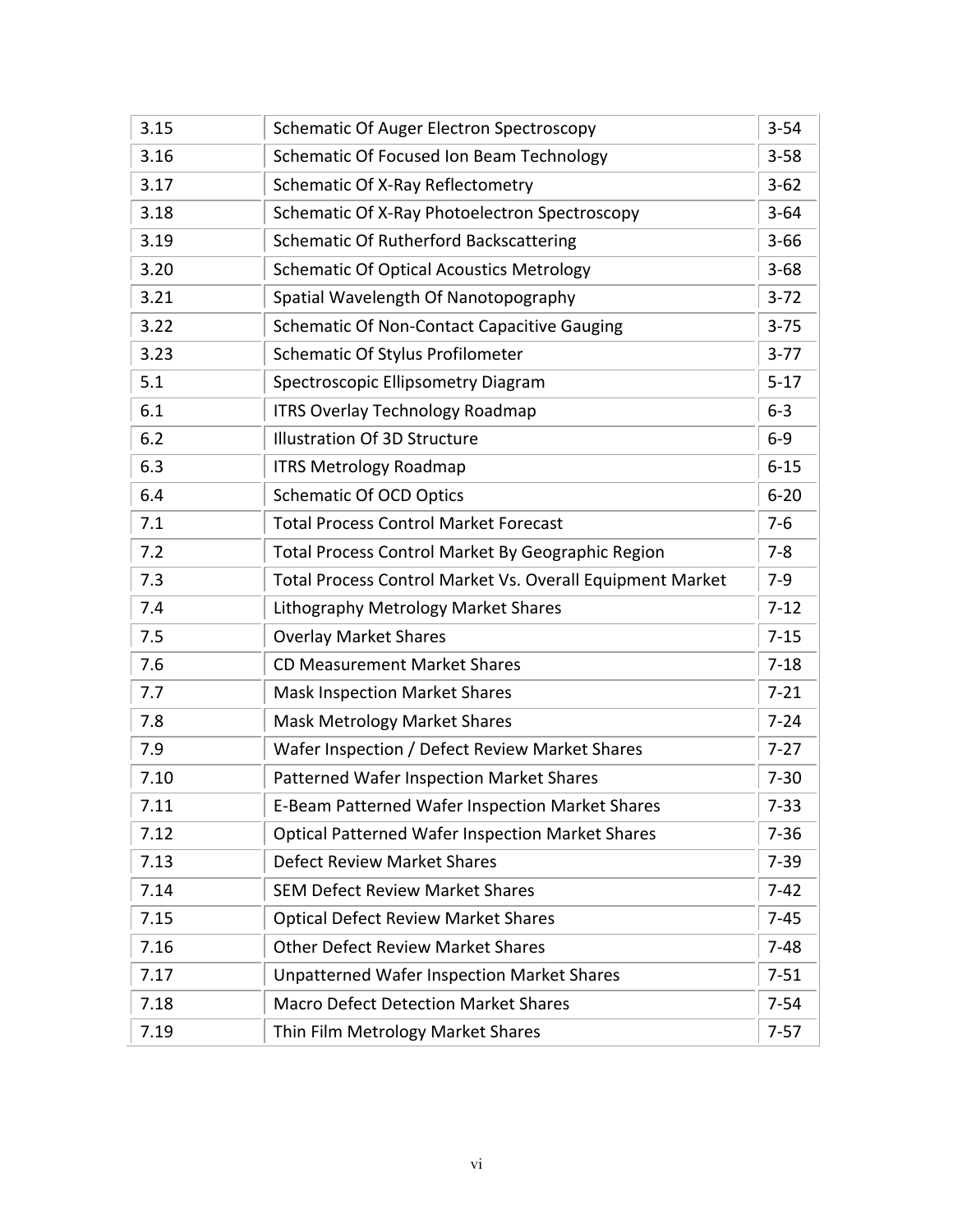| | | |
|---|---|---|
| 3.15 | Schematic Of Auger Electron Spectroscopy | 3-54 |
| 3.16 | Schematic Of Focused Ion Beam Technology | 3-58 |
| 3.17 | Schematic Of X-Ray Reflectometry | 3-62 |
| 3.18 | Schematic Of X-Ray Photoelectron Spectroscopy | 3-64 |
| 3.19 | Schematic Of Rutherford Backscattering | 3-66 |
| 3.20 | Schematic Of Optical Acoustics Metrology | 3-68 |
| 3.21 | Spatial Wavelength Of Nanotopography | 3-72 |
| 3.22 | Schematic Of Non-Contact Capacitive Gauging | 3-75 |
| 3.23 | Schematic Of Stylus Profilometer | 3-77 |
| 5.1 | Spectroscopic Ellipsometry Diagram | 5-17 |
| 6.1 | ITRS Overlay Technology Roadmap | 6-3 |
| 6.2 | Illustration Of 3D Structure | 6-9 |
| 6.3 | ITRS Metrology Roadmap | 6-15 |
| 6.4 | Schematic Of OCD Optics | 6-20 |
| 7.1 | Total Process Control Market Forecast | 7-6 |
| 7.2 | Total Process Control Market By Geographic Region | 7-8 |
| 7.3 | Total Process Control Market Vs. Overall Equipment Market | 7-9 |
| 7.4 | Lithography Metrology Market Shares | 7-12 |
| 7.5 | Overlay Market Shares | 7-15 |
| 7.6 | CD Measurement Market Shares | 7-18 |
| 7.7 | Mask Inspection Market Shares | 7-21 |
| 7.8 | Mask Metrology Market Shares | 7-24 |
| 7.9 | Wafer Inspection / Defect Review Market Shares | 7-27 |
| 7.10 | Patterned Wafer Inspection Market Shares | 7-30 |
| 7.11 | E-Beam Patterned Wafer Inspection Market Shares | 7-33 |
| 7.12 | Optical Patterned Wafer Inspection Market Shares | 7-36 |
| 7.13 | Defect Review Market Shares | 7-39 |
| 7.14 | SEM Defect Review Market Shares | 7-42 |
| 7.15 | Optical Defect Review Market Shares | 7-45 |
| 7.16 | Other Defect Review Market Shares | 7-48 |
| 7.17 | Unpatterned Wafer Inspection Market Shares | 7-51 |
| 7.18 | Macro Defect Detection Market Shares | 7-54 |
| 7.19 | Thin Film Metrology Market Shares | 7-57 |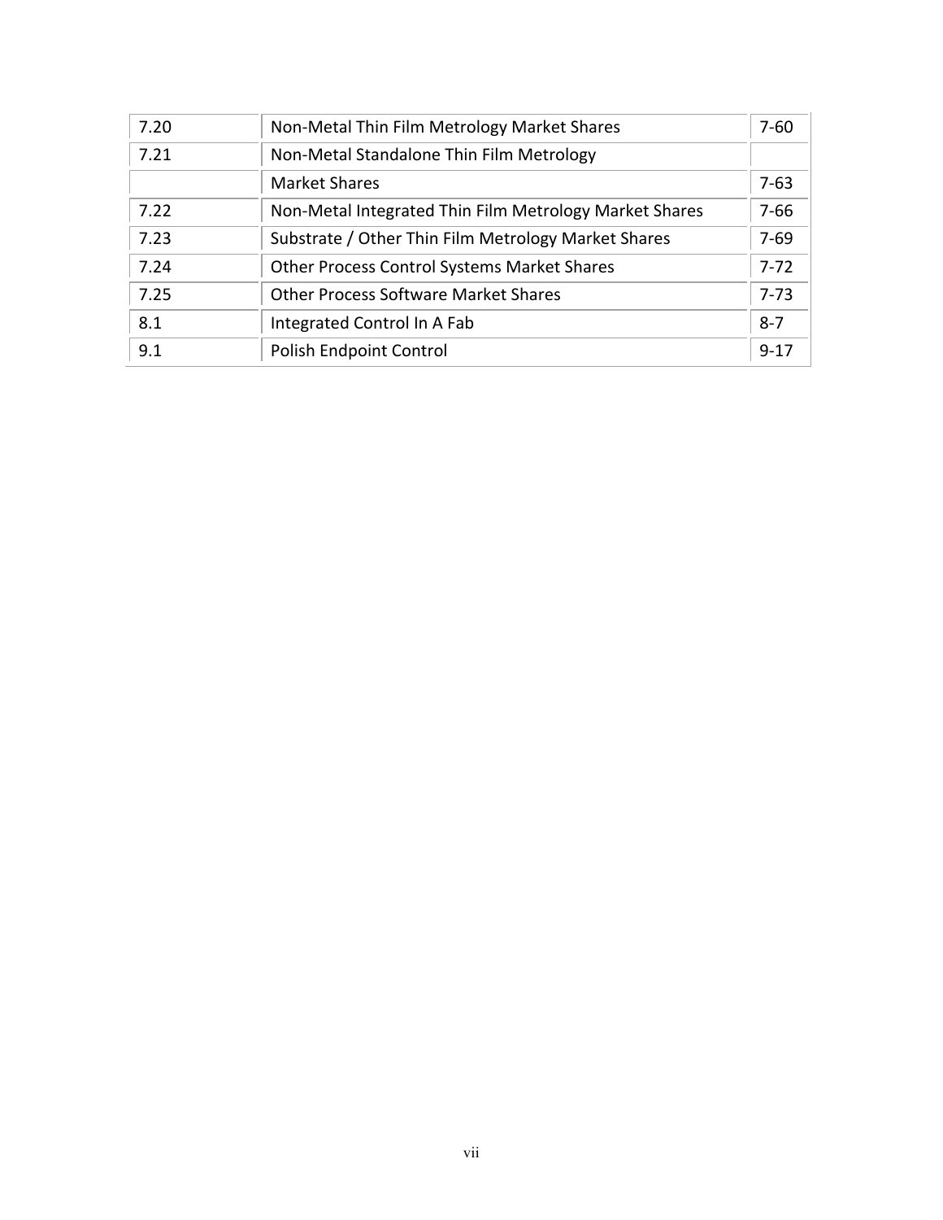| | | |
|---|---|---|
| 7.20 | Non-Metal Thin Film Metrology Market Shares | 7-60 |
| 7.21 | Non-Metal Standalone Thin Film Metrology | |
| | Market Shares | 7-63 |
| 7.22 | Non-Metal Integrated Thin Film Metrology Market Shares | 7-66 |
| 7.23 | Substrate / Other Thin Film Metrology Market Shares | 7-69 |
| 7.24 | Other Process Control Systems Market Shares | 7-72 |
| 7.25 | Other Process Software Market Shares | 7-73 |
| 8.1 | Integrated Control In A Fab | 8-7 |
| 9.1 | Polish Endpoint Control | 9-17 |